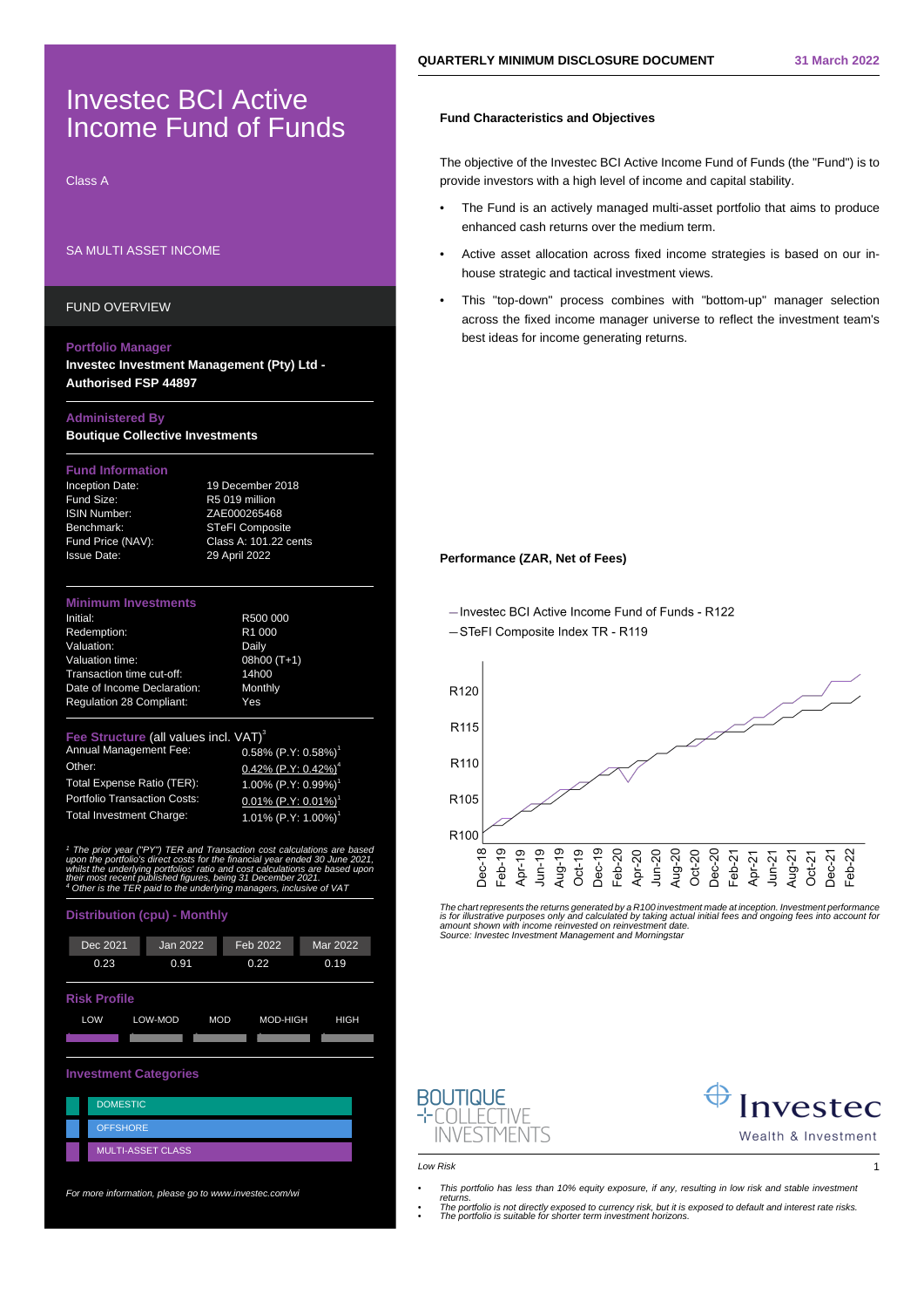# Investec BCI Active Income Fund of Funds

Class A

SA MULTI ASSET INCOME

## FUND OVERVIEW

**Portfolio Manager**
**Investec Investment Management (Pty) Ltd - Authorised FSP 44897**

**Administered By**
**Boutique Collective Investments**

**Fund Information**

| | |
|---|---|
| Inception Date: | 19 December 2018 |
| Fund Size: | R5 019 million |
| ISIN Number: | ZAE000265468 |
| Benchmark: | STeFI Composite |
| Fund Price (NAV): | Class A: 101.22 cents |
| Issue Date: | 29 April 2022 |

**Minimum Investments**

| | |
|---|---|
| Initial: | R500 000 |
| Redemption: | R1 000 |
| Valuation: | Daily |
| Valuation time: | 08h00 (T+1) |
| Transaction time cut-off: | 14h00 |
| Date of Income Declaration: | Monthly |
| Regulation 28 Compliant: | Yes |

**Fee Structure** (all values incl. VAT)[3]

| | |
|---|---|
| Annual Management Fee: | 0.58% (P.Y: 0.58%)[1] |
| Other: | 0.42% (P.Y: 0.42%)[4] |
| Total Expense Ratio (TER): | 1.00% (P.Y: 0.99%)[1] |
| Portfolio Transaction Costs: | 0.01% (P.Y: 0.01%)[1] |
| Total Investment Charge: | 1.01% (P.Y: 1.00%)[1] |

*[1] The prior year ("PY") TER and Transaction cost calculations are based upon the portfolio's direct costs for the financial year ended 30 June 2021, whilst the underlying portfolios' ratio and cost calculations are based upon their most recent published figures, being 31 December 2021.*
*[4] Other is the TER paid to the underlying managers, inclusive of VAT*

**Distribution (cpu) - Monthly**

| Dec 2021 | Jan 2022 | Feb 2022 | Mar 2022 |
|---|---|---|---|
| 0.23 | 0.91 | 0.22 | 0.19 |

**Risk Profile**

LOW | LOW-MOD | MOD | MOD-HIGH | HIGH

**Investment Categories**

- DOMESTIC
- OFFSHORE
- MULTI-ASSET CLASS

*For more information, please go to www.investec.com/wi*

**QUARTERLY MINIMUM DISCLOSURE DOCUMENT** — 31 March 2022

### Fund Characteristics and Objectives

The objective of the Investec BCI Active Income Fund of Funds (the "Fund") is to provide investors with a high level of income and capital stability.

- The Fund is an actively managed multi-asset portfolio that aims to produce enhanced cash returns over the medium term.
- Active asset allocation across fixed income strategies is based on our in-house strategic and tactical investment views.
- This "top-down" process combines with "bottom-up" manager selection across the fixed income manager universe to reflect the investment team's best ideas for income generating returns.

### Performance (ZAR, Net of Fees)

— Investec BCI Active Income Fund of Funds - R122
— STeFI Composite Index TR - R119

*The chart represents the returns generated by a R100 investment made at inception. Investment performance is for illustrative purposes only and calculated by taking actual initial fees and ongoing fees into account for amount shown with income reinvested on reinvestment date.*
*Source: Investec Investment Management and Morningstar*

*Low Risk*

- *This portfolio has less than 10% equity exposure, if any, resulting in low risk and stable investment returns.*
- *The portfolio is not directly exposed to currency risk, but it is exposed to default and interest rate risks.*
- *The portfolio is suitable for shorter term investment horizons.*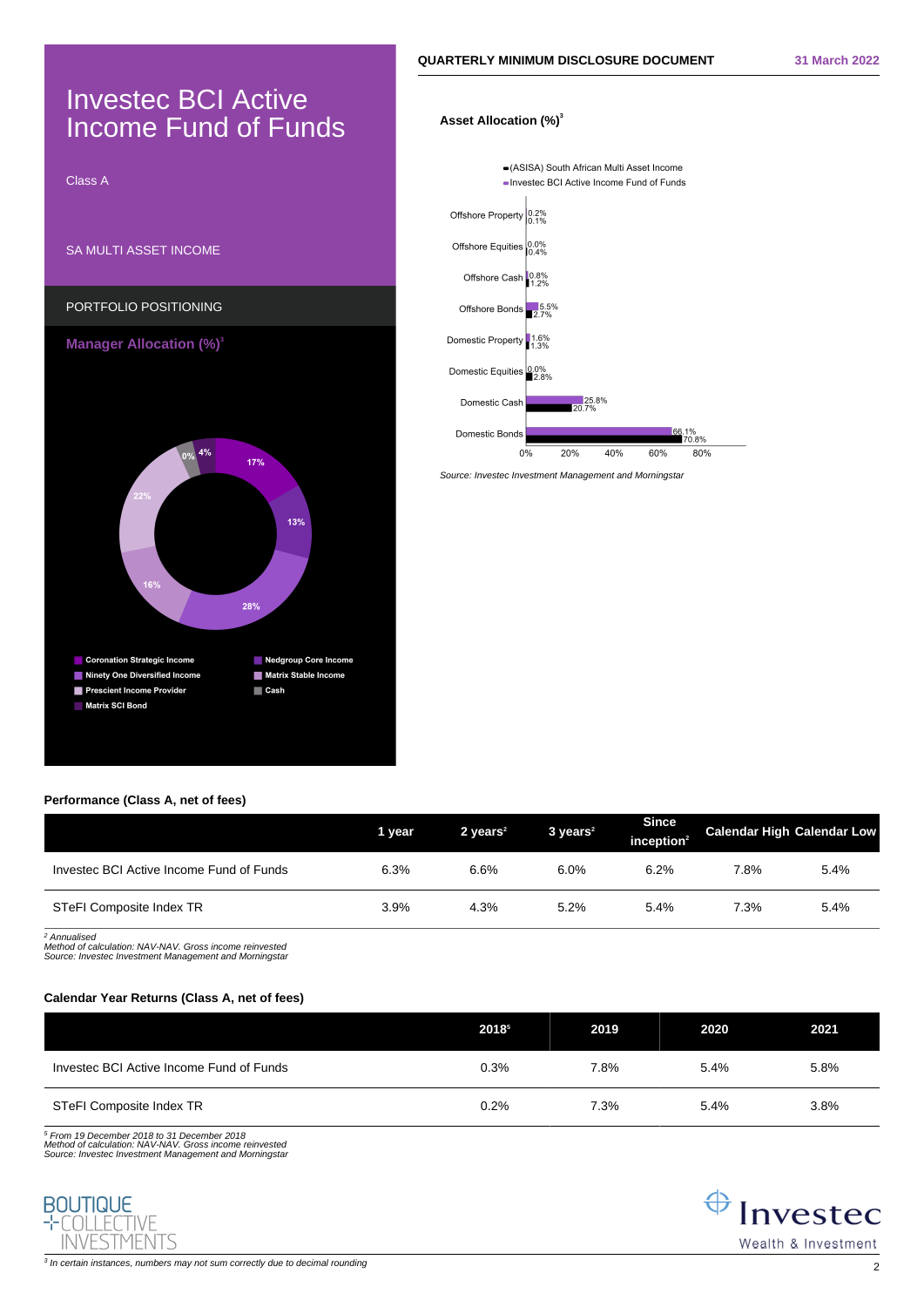# Investec BCI Active Income Fund of Funds

Class A

SA MULTI ASSET INCOME

PORTFOLIO POSITIONING

**Manager Allocation (%)**[3]

| Manager | % |
|---|---|
| Coronation Strategic Income | 17% |
| Nedgroup Core Income | 13% |
| Ninety One Diversified Income | 28% |
| Matrix Stable Income | 16% |
| Prescient Income Provider | 22% |
| Cash | 0% |
| Matrix SCI Bond | 4% |

**QUARTERLY MINIMUM DISCLOSURE DOCUMENT** 31 March 2022

**Asset Allocation (%)**[3]

| Asset Class | (ASISA) South African Multi Asset Income | Investec BCI Active Income Fund of Funds |
|---|---|---|
| Offshore Property | 0.1% | 0.2% |
| Offshore Equities | 0.4% | 0.0% |
| Offshore Cash | 1.2% | 0.8% |
| Offshore Bonds | 2.7% | 5.5% |
| Domestic Property | 1.3% | 1.6% |
| Domestic Equities | 2.8% | 0.0% |
| Domestic Cash | 20.7% | 25.8% |
| Domestic Bonds | 70.8% | 66.1% |

*Source: Investec Investment Management and Morningstar*

### Performance (Class A, net of fees)

| | 1 year | 2 years[2] | 3 years[2] | Since inception[2] | Calendar High | Calendar Low |
|---|---|---|---|---|---|---|
| Investec BCI Active Income Fund of Funds | 6.3% | 6.6% | 6.0% | 6.2% | 7.8% | 5.4% |
| STeFI Composite Index TR | 3.9% | 4.3% | 5.2% | 5.4% | 7.3% | 5.4% |

*[2] Annualised*
*Method of calculation: NAV-NAV. Gross income reinvested*
*Source: Investec Investment Management and Morningstar*

### Calendar Year Returns (Class A, net of fees)

| | 2018[5] | 2019 | 2020 | 2021 |
|---|---|---|---|---|
| Investec BCI Active Income Fund of Funds | 0.3% | 7.8% | 5.4% | 5.8% |
| STeFI Composite Index TR | 0.2% | 7.3% | 5.4% | 3.8% |

*[5] From 19 December 2018 to 31 December 2018*
*Method of calculation: NAV-NAV. Gross income reinvested*
*Source: Investec Investment Management and Morningstar*

BOUTIQUE COLLECTIVE INVESTMENTS

Investec Wealth & Investment

*[3] In certain instances, numbers may not sum correctly due to decimal rounding*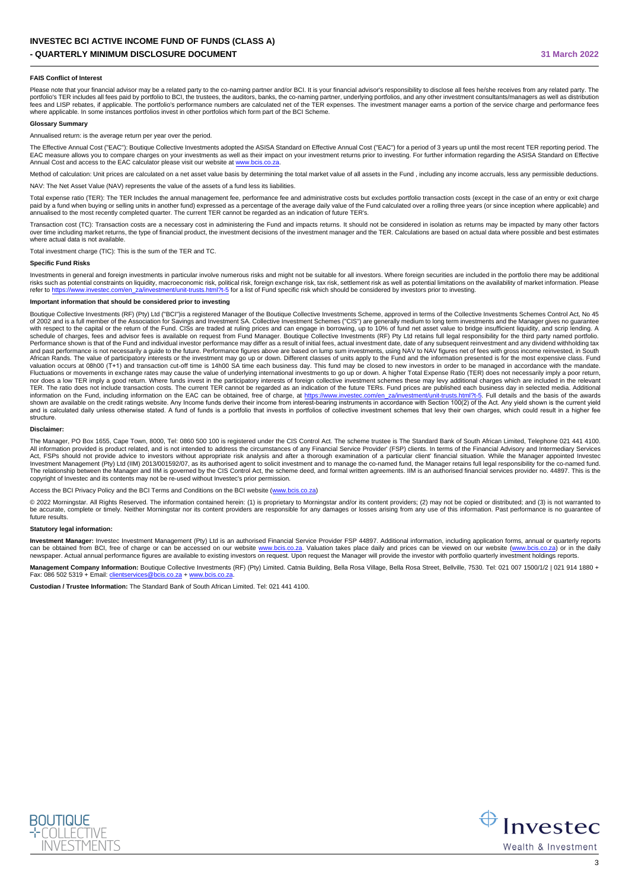# INVESTEC BCI ACTIVE INCOME FUND OF FUNDS (CLASS A)

## - QUARTERLY MINIMUM DISCLOSURE DOCUMENT

31 March 2022

### FAIS Conflict of Interest

Please note that your financial advisor may be a related party to the co-naming partner and/or BCI. It is your financial advisor's responsibility to disclose all fees he/she receives from any related party. The portfolio's TER includes all fees paid by portfolio to BCI, the trustees, the auditors, banks, the co-naming partner, underlying portfolios, and any other investment consultants/managers as well as distribution fees and LISP rebates, if applicable. The portfolio's performance numbers are calculated net of the TER expenses. The investment manager earns a portion of the service charge and performance fees where applicable. In some instances portfolios invest in other portfolios which form part of the BCI Scheme.

### Glossary Summary

Annualised return: is the average return per year over the period.

The Effective Annual Cost ("EAC"): Boutique Collective Investments adopted the ASISA Standard on Effective Annual Cost ("EAC") for a period of 3 years up until the most recent TER reporting period. The EAC measure allows you to compare charges on your investments as well as their impact on your investment returns prior to investing. For further information regarding the ASISA Standard on Effective Annual Cost and access to the EAC calculator please visit our website at www.bcis.co.za.

Method of calculation: Unit prices are calculated on a net asset value basis by determining the total market value of all assets in the Fund , including any income accruals, less any permissible deductions.

NAV: The Net Asset Value (NAV) represents the value of the assets of a fund less its liabilities.

Total expense ratio (TER): The TER Includes the annual management fee, performance fee and administrative costs but excludes portfolio transaction costs (except in the case of an entry or exit charge paid by a fund when buying or selling units in another fund) expressed as a percentage of the average daily value of the Fund calculated over a rolling three years (or since inception where applicable) and annualised to the most recently completed quarter. The current TER cannot be regarded as an indication of future TER's.

Transaction cost (TC): Transaction costs are a necessary cost in administering the Fund and impacts returns. It should not be considered in isolation as returns may be impacted by many other factors over time including market returns, the type of financial product, the investment decisions of the investment manager and the TER. Calculations are based on actual data where possible and best estimates where actual data is not available.

Total investment charge (TIC): This is the sum of the TER and TC.

### Specific Fund Risks

Investments in general and foreign investments in particular involve numerous risks and might not be suitable for all investors. Where foreign securities are included in the portfolio there may be additional risks such as potential constraints on liquidity, macroeconomic risk, political risk, foreign exchange risk, tax risk, settlement risk as well as potential limitations on the availability of market information. Please refer to https://www.investec.com/en_za/investment/unit-trusts.html?t-5 for a list of Fund specific risk which should be considered by investors prior to investing.

### Important information that should be considered prior to investing

Boutique Collective Investments (RF) (Pty) Ltd ("BCI")is a registered Manager of the Boutique Collective Investments Scheme, approved in terms of the Collective Investments Schemes Control Act, No 45 of 2002 and is a full member of the Association for Savings and Investment SA. Collective Investment Schemes ("CIS") are generally medium to long term investments and the Manager gives no guarantee with respect to the capital or the return of the Fund. CISs are traded at ruling prices and can engage in borrowing, up to 10% of fund net asset value to bridge insufficient liquidity, and scrip lending. A schedule of charges, fees and advisor fees is available on request from Fund Manager. Boutique Collective Investments (RF) Pty Ltd retains full legal responsibility for the third party named portfolio. Performance shown is that of the Fund and individual investor performance may differ as a result of initial fees, actual investment date, date of any subsequent reinvestment and any dividend withholding tax and past performance is not necessarily a guide to the future. Performance figures above are based on lump sum investments, using NAV to NAV figures net of fees with gross income reinvested, in South African Rands. The value of participatory interests or the investment may go up or down. Different classes of units apply to the Fund and the information presented is for the most expensive class. Fund valuation occurs at 08h00 (T+1) and transaction cut-off time is 14h00 SA time each business day. This fund may be closed to new investors in order to be managed in accordance with the mandate. Fluctuations or movements in exchange rates may cause the value of underlying international investments to go up or down. A higher Total Expense Ratio (TER) does not necessarily imply a poor return, nor does a low TER imply a good return. Where funds invest in the participatory interests of foreign collective investment schemes these may levy additional charges which are included in the relevant TER. The ratio does not include transaction costs. The current TER cannot be regarded as an indication of the future TERs. Fund prices are published each business day in selected media. Additional information on the Fund, including information on the EAC can be obtained, free of charge, at https://www.investec.com/en_za/investment/unit-trusts.html?t-5. Full details and the basis of the awards shown are available on the credit ratings website. Any Income funds derive their income from interest-bearing instruments in accordance with Section 100(2) of the Act. Any yield shown is the current yield and is calculated daily unless otherwise stated. A fund of funds is a portfolio that invests in portfolios of collective investment schemes that levy their own charges, which could result in a higher fee structure.

### Disclaimer:

The Manager, PO Box 1655, Cape Town, 8000, Tel: 0860 500 100 is registered under the CIS Control Act. The scheme trustee is The Standard Bank of South African Limited, Telephone 021 441 4100. All information provided is product related, and is not intended to address the circumstances of any Financial Service Provider' (FSP) clients. In terms of the Financial Advisory and Intermediary Services Act, FSPs should not provide advice to investors without appropriate risk analysis and after a thorough examination of a particular client' financial situation. While the Manager appointed Investec Investment Management (Pty) Ltd (IIM) 2013/001592/07, as its authorised agent to solicit investment and to manage the co-named fund, the Manager retains full legal responsibility for the co-named fund. The relationship between the Manager and IIM is governed by the CIS Control Act, the scheme deed, and formal written agreements. IIM is an authorised financial services provider no. 44897. This is the copyright of Investec and its contents may not be re-used without Investec's prior permission.

Access the BCI Privacy Policy and the BCI Terms and Conditions on the BCI website (www.bcis.co.za)

© 2022 Morningstar. All Rights Reserved. The information contained herein: (1) is proprietary to Morningstar and/or its content providers; (2) may not be copied or distributed; and (3) is not warranted to be accurate, complete or timely. Neither Morningstar nor its content providers are responsible for any damages or losses arising from any use of this information. Past performance is no guarantee of future results.

### Statutory legal information:

**Investment Manager:** Investec Investment Management (Pty) Ltd is an authorised Financial Service Provider FSP 44897. Additional information, including application forms, annual or quarterly reports can be obtained from BCI, free of charge or can be accessed on our website www.bcis.co.za. Valuation takes place daily and prices can be viewed on our website (www.bcis.co.za) or in the daily newspaper. Actual annual performance figures are available to existing investors on request. Upon request the Manager will provide the investor with portfolio quarterly investment holdings reports.

**Management Company Information:** Boutique Collective Investments (RF) (Pty) Limited. Catnia Building, Bella Rosa Village, Bella Rosa Street, Bellville, 7530. Tel: 021 007 1500/1/2 | 021 914 1880 + Fax: 086 502 5319 + Email: clientservices@bcis.co.za + www.bcis.co.za.

**Custodian / Trustee Information:** The Standard Bank of South African Limited. Tel: 021 441 4100.

BOUTIQUE COLLECTIVE INVESTMENTS

Investec Wealth & Investment